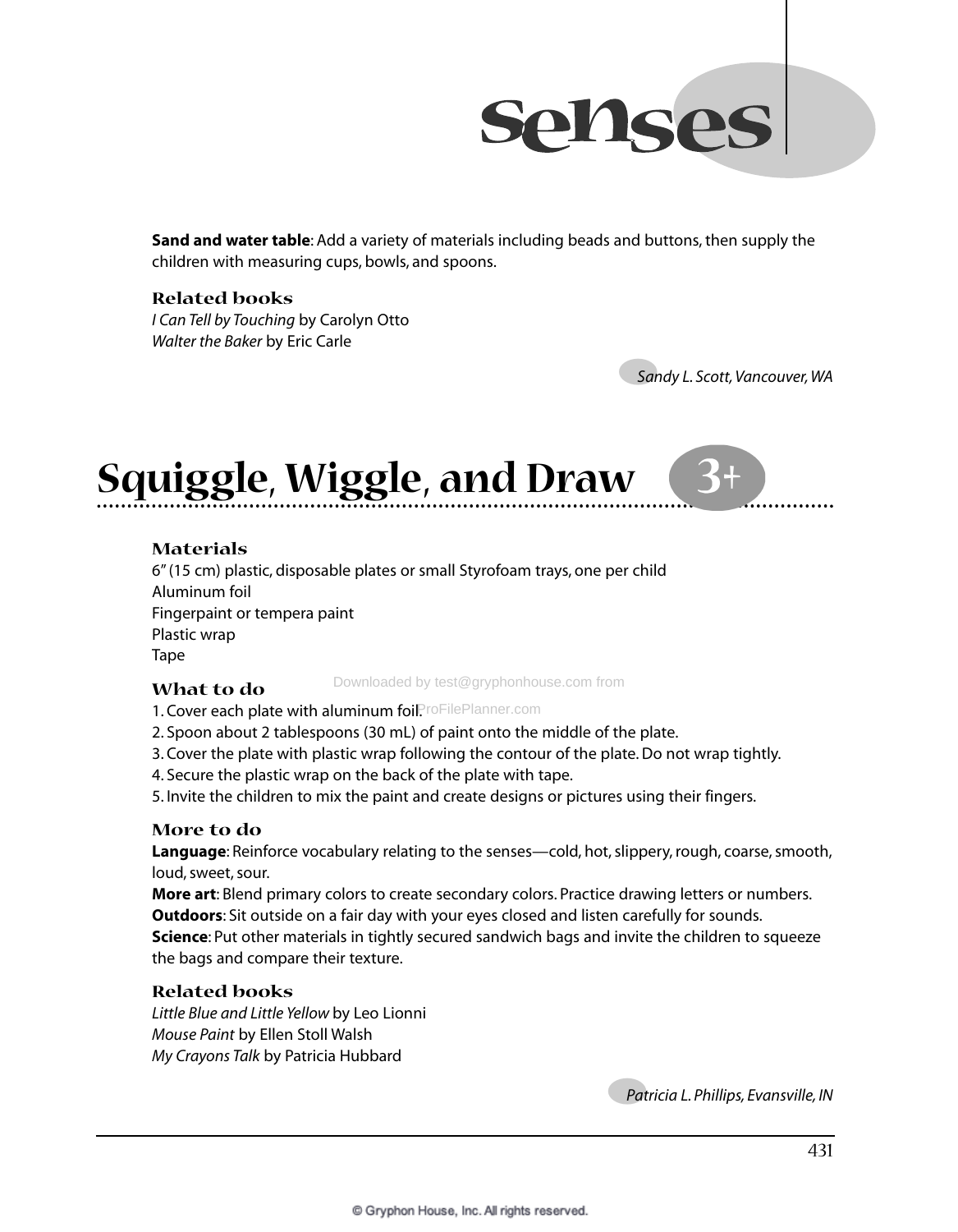**Sand and water table**: Add a variety of materials including beads and buttons, then supply the children with measuring cups, bowls, and spoons.

### Related books

*I Can Tell by Touching* by Carolyn Otto
*Walter the Baker* by Eric Carle

*Sandy L. Scott, Vancouver, WA*

## Squiggle, Wiggle, and Draw 3+

### Materials

6" (15 cm) plastic, disposable plates or small Styrofoam trays, one per child
Aluminum foil
Fingerpaint or tempera paint
Plastic wrap
Tape

### What to do

1. Cover each plate with aluminum foil.
2. Spoon about 2 tablespoons (30 mL) of paint onto the middle of the plate.
3. Cover the plate with plastic wrap following the contour of the plate. Do not wrap tightly.
4. Secure the plastic wrap on the back of the plate with tape.
5. Invite the children to mix the paint and create designs or pictures using their fingers.

### More to do

**Language**: Reinforce vocabulary relating to the senses—cold, hot, slippery, rough, coarse, smooth, loud, sweet, sour.
**More art**: Blend primary colors to create secondary colors. Practice drawing letters or numbers.
**Outdoors**: Sit outside on a fair day with your eyes closed and listen carefully for sounds.
**Science**: Put other materials in tightly secured sandwich bags and invite the children to squeeze the bags and compare their texture.

### Related books

*Little Blue and Little Yellow* by Leo Lionni
*Mouse Paint* by Ellen Stoll Walsh
*My Crayons Talk* by Patricia Hubbard

*Patricia L. Phillips, Evansville, IN*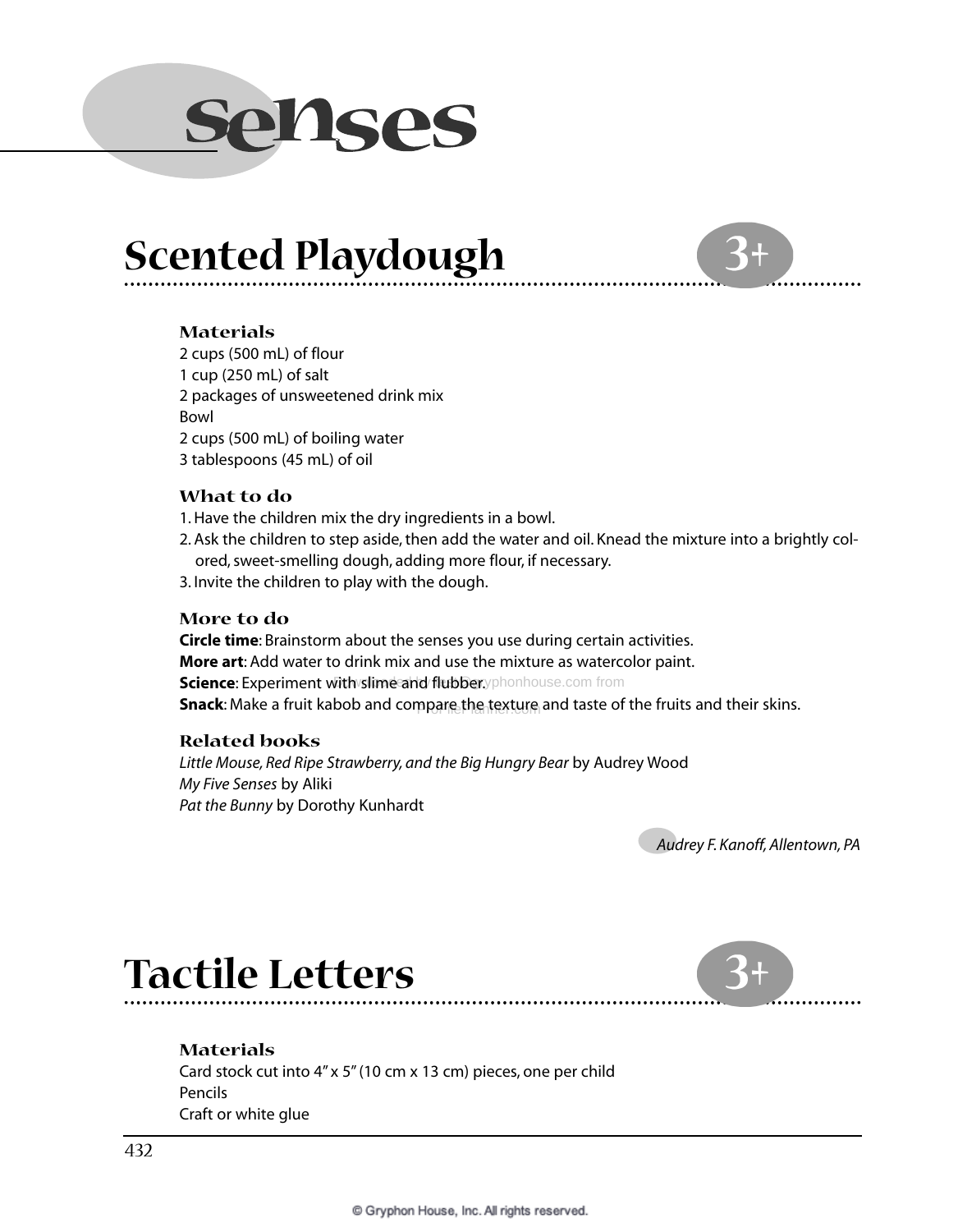# Senses

## Scented Playdough

3+

### Materials

2 cups (500 mL) of flour
1 cup (250 mL) of salt
2 packages of unsweetened drink mix
Bowl
2 cups (500 mL) of boiling water
3 tablespoons (45 mL) of oil

### What to do

1. Have the children mix the dry ingredients in a bowl.
2. Ask the children to step aside, then add the water and oil. Knead the mixture into a brightly colored, sweet-smelling dough, adding more flour, if necessary.
3. Invite the children to play with the dough.

### More to do

**Circle time**: Brainstorm about the senses you use during certain activities.
**More art**: Add water to drink mix and use the mixture as watercolor paint.
**Science**: Experiment with slime and flubber.
**Snack**: Make a fruit kabob and compare the texture and taste of the fruits and their skins.

### Related books

*Little Mouse, Red Ripe Strawberry, and the Big Hungry Bear* by Audrey Wood
*My Five Senses* by Aliki
*Pat the Bunny* by Dorothy Kunhardt

*Audrey F. Kanoff, Allentown, PA*

## Tactile Letters

3+

### Materials

Card stock cut into 4" x 5" (10 cm x 13 cm) pieces, one per child
Pencils
Craft or white glue